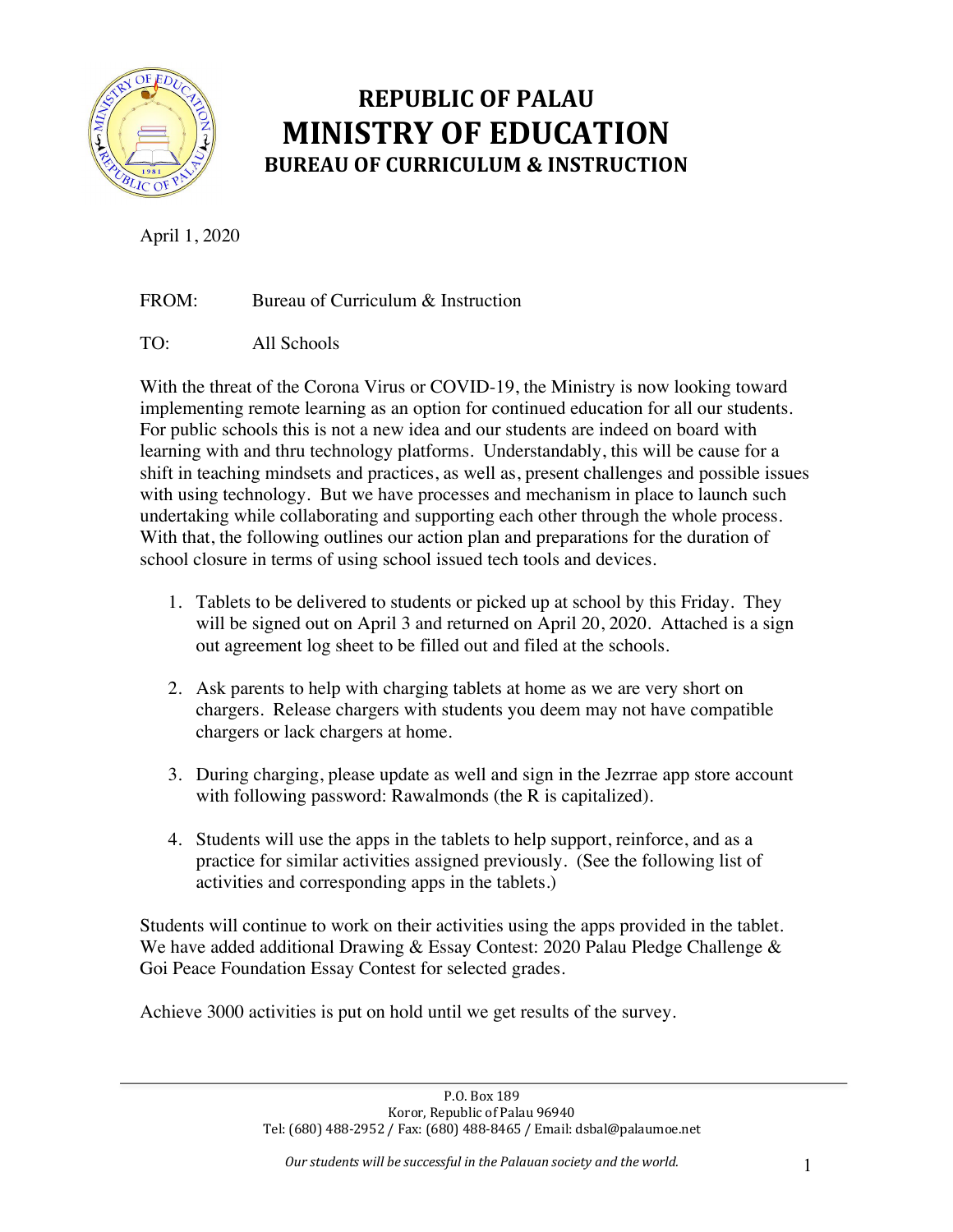# REPUBLIC OF PALAU
# MINISTRY OF EDUCATION
## BUREAU OF CURRICULUM & INSTRUCTION

April 1, 2020

FROM: Bureau of Curriculum & Instruction

TO: All Schools

With the threat of the Corona Virus or COVID-19, the Ministry is now looking toward implementing remote learning as an option for continued education for all our students. For public schools this is not a new idea and our students are indeed on board with learning with and thru technology platforms. Understandably, this will be cause for a shift in teaching mindsets and practices, as well as, present challenges and possible issues with using technology. But we have processes and mechanism in place to launch such undertaking while collaborating and supporting each other through the whole process. With that, the following outlines our action plan and preparations for the duration of school closure in terms of using school issued tech tools and devices.

1. Tablets to be delivered to students or picked up at school by this Friday. They will be signed out on April 3 and returned on April 20, 2020. Attached is a sign out agreement log sheet to be filled out and filed at the schools.

2. Ask parents to help with charging tablets at home as we are very short on chargers. Release chargers with students you deem may not have compatible chargers or lack chargers at home.

3. During charging, please update as well and sign in the Jezrrae app store account with following password: Rawalmonds (the R is capitalized).

4. Students will use the apps in the tablets to help support, reinforce, and as a practice for similar activities assigned previously. (See the following list of activities and corresponding apps in the tablets.)

Students will continue to work on their activities using the apps provided in the tablet. We have added additional Drawing & Essay Contest: 2020 Palau Pledge Challenge & Goi Peace Foundation Essay Contest for selected grades.

Achieve 3000 activities is put on hold until we get results of the survey.

P.O. Box 189
Koror, Republic of Palau 96940
Tel: (680) 488-2952 / Fax: (680) 488-8465 / Email: dsbal@palaumoe.net

*Our students will be successful in the Palauan society and the world.*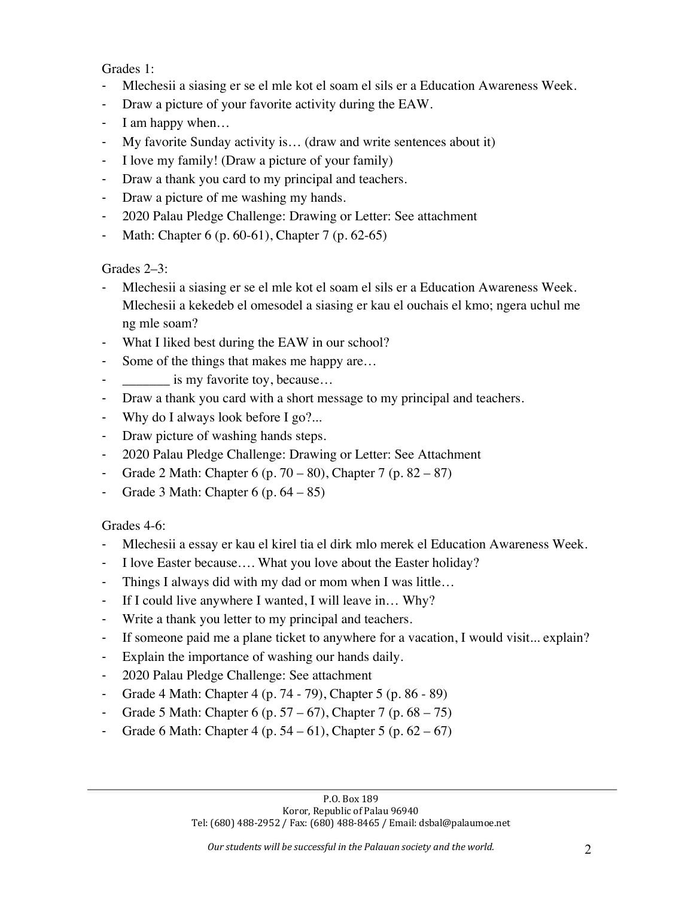Grades 1:

- Mlechesii a siasing er se el mle kot el soam el sils er a Education Awareness Week.
- Draw a picture of your favorite activity during the EAW.
- I am happy when…
- My favorite Sunday activity is… (draw and write sentences about it)
- I love my family! (Draw a picture of your family)
- Draw a thank you card to my principal and teachers.
- Draw a picture of me washing my hands.
- 2020 Palau Pledge Challenge: Drawing or Letter: See attachment
- Math: Chapter 6 (p. 60-61), Chapter 7 (p. 62-65)

Grades 2–3:

- Mlechesii a siasing er se el mle kot el soam el sils er a Education Awareness Week. Mlechesii a kekedeb el omesodel a siasing er kau el ouchais el kmo; ngera uchul me ng mle soam?
- What I liked best during the EAW in our school?
- Some of the things that makes me happy are…
- _______ is my favorite toy, because…
- Draw a thank you card with a short message to my principal and teachers.
- Why do I always look before I go?...
- Draw picture of washing hands steps.
- 2020 Palau Pledge Challenge: Drawing or Letter: See Attachment
- Grade 2 Math: Chapter 6 (p. 70 – 80), Chapter 7 (p. 82 – 87)
- Grade 3 Math: Chapter 6 (p. 64 – 85)

Grades 4-6:

- Mlechesii a essay er kau el kirel tia el dirk mlo merek el Education Awareness Week.
- I love Easter because…. What you love about the Easter holiday?
- Things I always did with my dad or mom when I was little…
- If I could live anywhere I wanted, I will leave in… Why?
- Write a thank you letter to my principal and teachers.
- If someone paid me a plane ticket to anywhere for a vacation, I would visit... explain?
- Explain the importance of washing our hands daily.
- 2020 Palau Pledge Challenge: See attachment
- Grade 4 Math: Chapter 4 (p. 74 - 79), Chapter 5 (p. 86 - 89)
- Grade 5 Math: Chapter 6 (p. 57 – 67), Chapter 7 (p. 68 – 75)
- Grade 6 Math: Chapter 4 (p. 54 – 61), Chapter 5 (p. 62 – 67)

P.O. Box 189
Koror, Republic of Palau 96940
Tel: (680) 488-2952 / Fax: (680) 488-8465 / Email: dsbal@palaumoe.net

*Our students will be successful in the Palauan society and the world.*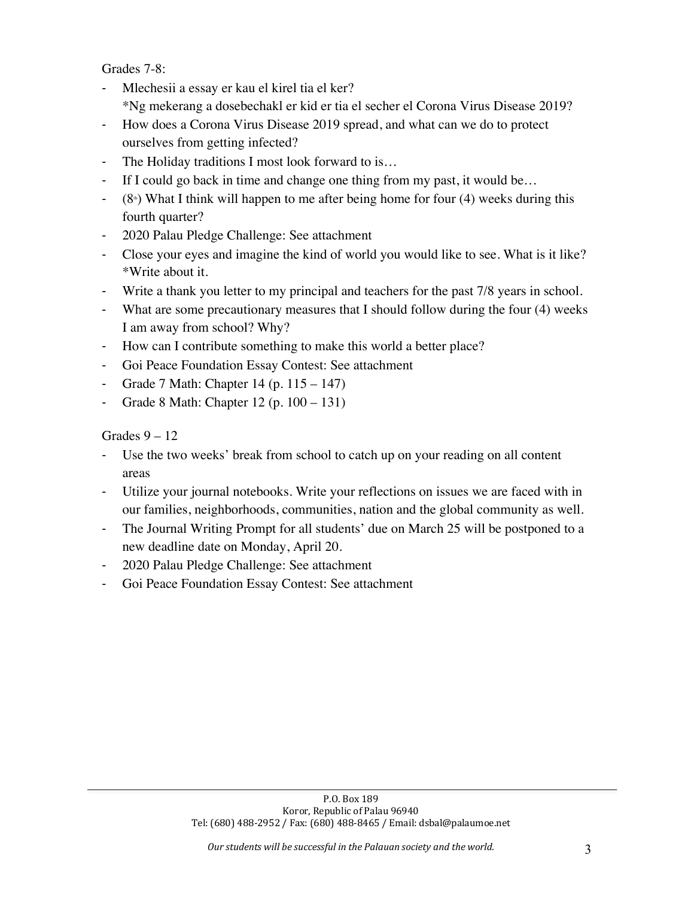Grades 7-8:

- Mlechesii a essay er kau el kirel tia el ker?
  *Ng mekerang a dosebechakl er kid er tia el secher el Corona Virus Disease 2019?
- How does a Corona Virus Disease 2019 spread, and what can we do to protect ourselves from getting infected?
- The Holiday traditions I most look forward to is…
- If I could go back in time and change one thing from my past, it would be…
- (8th) What I think will happen to me after being home for four (4) weeks during this fourth quarter?
- 2020 Palau Pledge Challenge: See attachment
- Close your eyes and imagine the kind of world you would like to see. What is it like? *Write about it.
- Write a thank you letter to my principal and teachers for the past 7/8 years in school.
- What are some precautionary measures that I should follow during the four (4) weeks I am away from school? Why?
- How can I contribute something to make this world a better place?
- Goi Peace Foundation Essay Contest: See attachment
- Grade 7 Math: Chapter 14 (p. 115 – 147)
- Grade 8 Math: Chapter 12 (p. 100 – 131)

Grades 9 – 12

- Use the two weeks' break from school to catch up on your reading on all content areas
- Utilize your journal notebooks. Write your reflections on issues we are faced with in our families, neighborhoods, communities, nation and the global community as well.
- The Journal Writing Prompt for all students' due on March 25 will be postponed to a new deadline date on Monday, April 20.
- 2020 Palau Pledge Challenge: See attachment
- Goi Peace Foundation Essay Contest: See attachment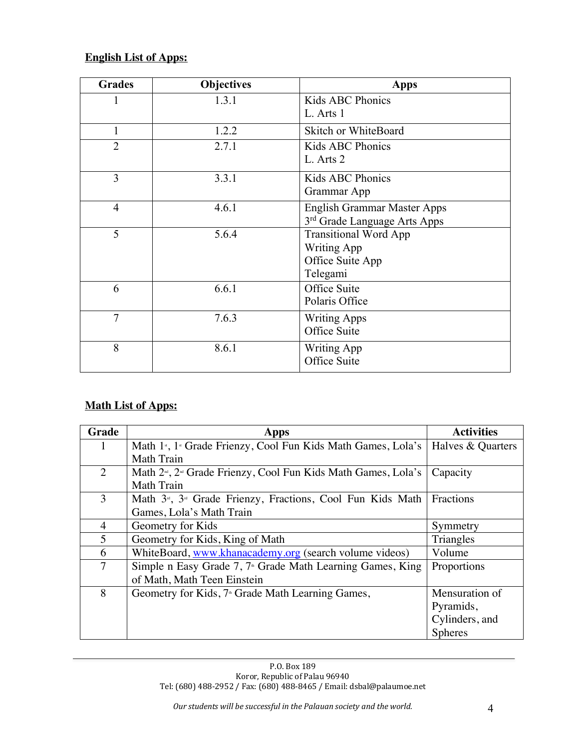**English List of Apps:**

| Grades | Objectives | Apps |
|---|---|---|
| 1 | 1.3.1 | Kids ABC Phonics<br>L. Arts 1 |
| 1 | 1.2.2 | Skitch or WhiteBoard |
| 2 | 2.7.1 | Kids ABC Phonics<br>L. Arts 2 |
| 3 | 3.3.1 | Kids ABC Phonics<br>Grammar App |
| 4 | 4.6.1 | English Grammar Master Apps<br>3rd Grade Language Arts Apps |
| 5 | 5.6.4 | Transitional Word App<br>Writing App<br>Office Suite App<br>Telegami |
| 6 | 6.6.1 | Office Suite<br>Polaris Office |
| 7 | 7.6.3 | Writing Apps<br>Office Suite |
| 8 | 8.6.1 | Writing App<br>Office Suite |

**Math List of Apps:**

| Grade | Apps | Activities |
|---|---|---|
| 1 | Math 1st, 1st Grade Frienzy, Cool Fun Kids Math Games, Lola's Math Train | Halves & Quarters |
| 2 | Math 2nd, 2nd Grade Frienzy, Cool Fun Kids Math Games, Lola's Math Train | Capacity |
| 3 | Math 3rd, 3rd Grade Frienzy, Fractions, Cool Fun Kids Math Games, Lola's Math Train | Fractions |
| 4 | Geometry for Kids | Symmetry |
| 5 | Geometry for Kids, King of Math | Triangles |
| 6 | WhiteBoard, www.khanacademy.org (search volume videos) | Volume |
| 7 | Simple n Easy Grade 7, 7th Grade Math Learning Games, King of Math, Math Teen Einstein | Proportions |
| 8 | Geometry for Kids, 7th Grade Math Learning Games, | Mensuration of Pyramids, Cylinders, and Spheres |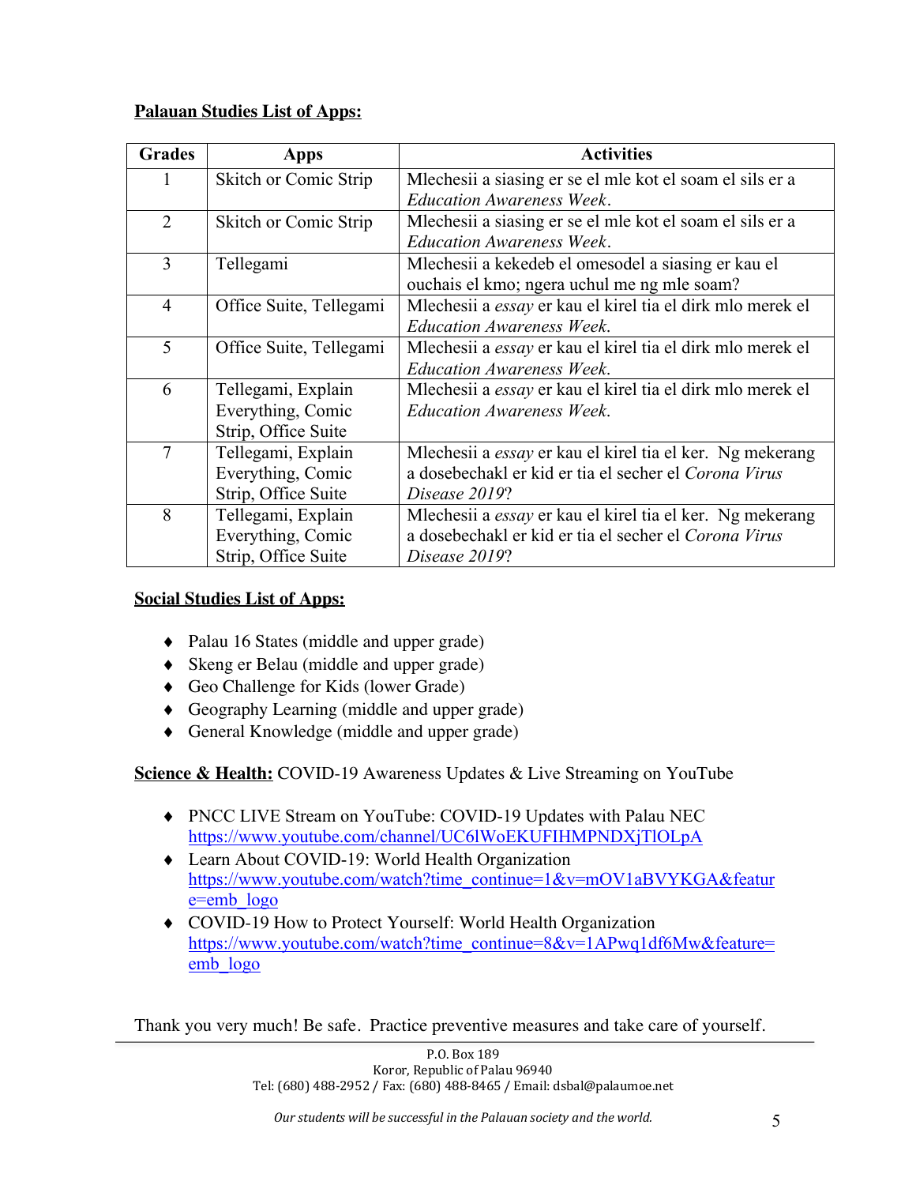**<u>Palauan Studies List of Apps:</u>**

| Grades | Apps | Activities |
|---|---|---|
| 1 | Skitch or Comic Strip | Mlechesii a siasing er se el mle kot el soam el sils er a *Education Awareness Week*. |
| 2 | Skitch or Comic Strip | Mlechesii a siasing er se el mle kot el soam el sils er a *Education Awareness Week*. |
| 3 | Tellegami | Mlechesii a kekedeb el omesodel a siasing er kau el ouchais el kmo; ngera uchul me ng mle soam? |
| 4 | Office Suite, Tellegami | Mlechesii a *essay* er kau el kirel tia el dirk mlo merek el *Education Awareness Week*. |
| 5 | Office Suite, Tellegami | Mlechesii a *essay* er kau el kirel tia el dirk mlo merek el *Education Awareness Week*. |
| 6 | Tellegami, Explain Everything, Comic Strip, Office Suite | Mlechesii a *essay* er kau el kirel tia el dirk mlo merek el *Education Awareness Week*. |
| 7 | Tellegami, Explain Everything, Comic Strip, Office Suite | Mlechesii a *essay* er kau el kirel tia el ker. Ng mekerang a dosebechakl er kid er tia el secher el *Corona Virus Disease 2019*? |
| 8 | Tellegami, Explain Everything, Comic Strip, Office Suite | Mlechesii a *essay* er kau el kirel tia el ker. Ng mekerang a dosebechakl er kid er tia el secher el *Corona Virus Disease 2019*? |

**<u>Social Studies List of Apps:</u>**

- Palau 16 States (middle and upper grade)
- Skeng er Belau (middle and upper grade)
- Geo Challenge for Kids (lower Grade)
- Geography Learning (middle and upper grade)
- General Knowledge (middle and upper grade)

**<u>Science & Health:</u>** COVID-19 Awareness Updates & Live Streaming on YouTube

- PNCC LIVE Stream on YouTube: COVID-19 Updates with Palau NEC
  https://www.youtube.com/channel/UC6lWoEKUFIHMPNDXjTlOLpA
- Learn About COVID-19: World Health Organization
  https://www.youtube.com/watch?time_continue=1&v=mOV1aBVYKGA&feature=emb_logo
- COVID-19 How to Protect Yourself: World Health Organization
  https://www.youtube.com/watch?time_continue=8&v=1APwq1df6Mw&feature=emb_logo

Thank you very much! Be safe. Practice preventive measures and take care of yourself.

P.O. Box 189
Koror, Republic of Palau 96940
Tel: (680) 488-2952 / Fax: (680) 488-8465 / Email: dsbal@palaumoe.net

*Our students will be successful in the Palauan society and the world.*